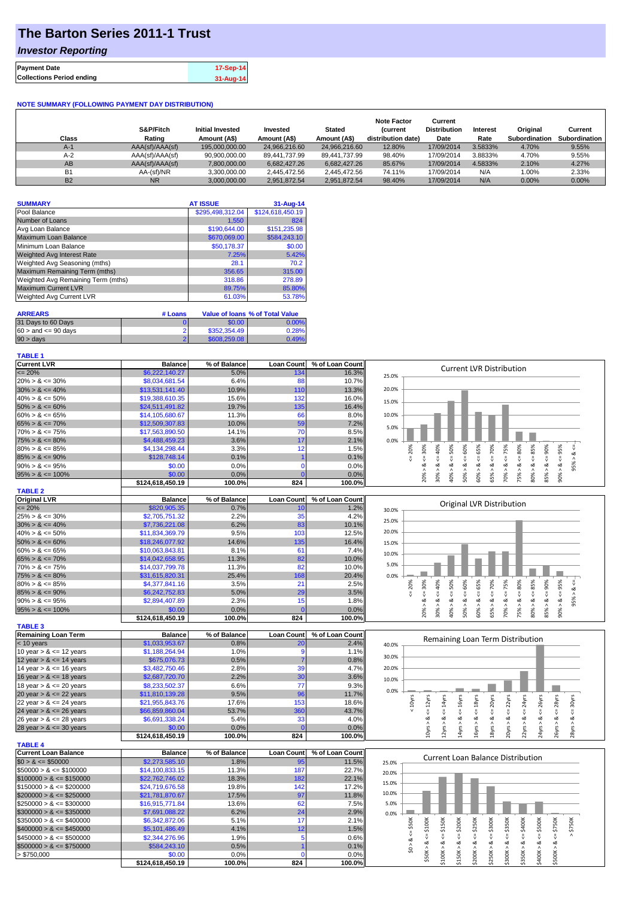# The Barton Series 2011-1 Trust

## *Investor Reporting*

| | |
|---|---|
| **Payment Date** | 17-Sep-14 |
| **Collections Period ending** | 31-Aug-14 |

**NOTE SUMMARY (FOLLOWING PAYMENT DAY DISTRIBUTION)**

| Class | S&P/Fitch Rating | Initial Invested Amount (A$) | Invested Amount (A$) | Stated Amount (A$) | Note Factor (current distribution date) | Current Distribution Date | Interest Rate | Original Subordination | Current Subordination |
|---|---|---|---|---|---|---|---|---|---|
| A-1 | AAA(sf)/AAA(sf) | 195,000,000.00 | 24,966,216.60 | 24,966,216.60 | 12.80% | 17/09/2014 | 3.5833% | 4.70% | 9.55% |
| A-2 | AAA(sf)/AAA(sf) | 90,900,000.00 | 89,441,737.99 | 89,441,737.99 | 98.40% | 17/09/2014 | 3.8833% | 4.70% | 9.55% |
| AB | AAA(sf)/AAA(sf) | 7,800,000.00 | 6,682,427.26 | 6,682,427.26 | 85.67% | 17/09/2014 | 4.5833% | 2.10% | 4.27% |
| B1 | AA-(sf)/NR | 3,300,000.00 | 2,445,472.56 | 2,445,472.56 | 74.11% | 17/09/2014 | N/A | 1.00% | 2.33% |
| B2 | NR | 3,000,000.00 | 2,951,872.54 | 2,951,872.54 | 98.40% | 17/09/2014 | N/A | 0.00% | 0.00% |

| SUMMARY | AT ISSUE | 31-Aug-14 |
|---|---|---|
| Pool Balance | $295,498,312.04 | $124,618,450.19 |
| Number of Loans | 1,550 | 824 |
| Avg Loan Balance | $190,644.00 | $151,235.98 |
| Maximum Loan Balance | $670,069.00 | $584,243.10 |
| Minimum Loan Balance | $50,178.37 | $0.00 |
| Weighted Avg Interest Rate | 7.25% | 5.42% |
| Weighted Avg Seasoning (mths) | 28.1 | 70.2 |
| Maximum Remaining Term (mths) | 356.65 | 315.00 |
| Weighted Avg Remaining Term (mths) | 318.86 | 278.89 |
| Maximum Current LVR | 89.75% | 85.80% |
| Weighted Avg Current LVR | 61.03% | 53.78% |

| ARREARS | # Loans | Value of loans | % of Total Value |
|---|---|---|---|
| 31 Days to 60 Days | 0 | $0.00 | 0.00% |
| 60 > and <= 90 days | 2 | $352,354.49 | 0.28% |
| 90 > days | 2 | $608,259.08 | 0.49% |

**TABLE 1**

| Current LVR | Balance | % of Balance | Loan Count | % of Loan Count |
|---|---|---|---|---|
| <= 20% | $6,222,140.27 | 5.0% | 134 | 16.3% |
| 20% > & <= 30% | $8,034,681.54 | 6.4% | 88 | 10.7% |
| 30% > & <= 40% | $13,531,141.40 | 10.9% | 110 | 13.3% |
| 40% > & <= 50% | $19,388,610.35 | 15.6% | 132 | 16.0% |
| 50% > & <= 60% | $24,511,491.82 | 19.7% | 135 | 16.4% |
| 60% > & <= 65% | $14,105,680.67 | 11.3% | 66 | 8.0% |
| 65% > & <= 70% | $12,509,307.83 | 10.0% | 59 | 7.2% |
| 70% > & <= 75% | $17,563,890.50 | 14.1% | 70 | 8.5% |
| 75% > & <= 80% | $4,488,459.23 | 3.6% | 17 | 2.1% |
| 80% > & <= 85% | $4,134,298.44 | 3.3% | 12 | 1.5% |
| 85% > & <= 90% | $128,748.14 | 0.1% | 1 | 0.1% |
| 90% > & <= 95% | $0.00 | 0.0% | 0 | 0.0% |
| 95% > & <= 100% | $0.00 | 0.0% | 0 | 0.0% |
| | $124,618,450.19 | 100.0% | 824 | 100.0% |

**TABLE 2**

| Original LVR | Balance | % of Balance | Loan Count | % of Loan Count |
|---|---|---|---|---|
| <= 20% | $820,905.35 | 0.7% | 10 | 1.2% |
| 25% > & <= 30% | $2,705,751.32 | 2.2% | 35 | 4.2% |
| 30% > & <= 40% | $7,736,221.08 | 6.2% | 83 | 10.1% |
| 40% > & <= 50% | $11,834,369.79 | 9.5% | 103 | 12.5% |
| 50% > & <= 60% | $18,246,077.92 | 14.6% | 135 | 16.4% |
| 60% > & <= 65% | $10,063,843.81 | 8.1% | 61 | 7.4% |
| 65% > & <= 70% | $14,042,658.95 | 11.3% | 82 | 10.0% |
| 70% > & <= 75% | $14,037,799.78 | 11.3% | 82 | 10.0% |
| 75% > & <= 80% | $31,615,820.31 | 25.4% | 168 | 20.4% |
| 80% > & <= 85% | $4,377,841.16 | 3.5% | 21 | 2.5% |
| 85% > & <= 90% | $6,242,752.83 | 5.0% | 29 | 3.5% |
| 90% > & <= 95% | $2,894,407.89 | 2.3% | 15 | 1.8% |
| 95% > & <= 100% | $0.00 | 0.0% | 0 | 0.0% |
| | $124,618,450.19 | 100.0% | 824 | 100.0% |

**TABLE 3**

| Remaining Loan Term | Balance | % of Balance | Loan Count | % of Loan Count |
|---|---|---|---|---|
| < 10 years | $1,033,953.67 | 0.8% | 20 | 2.4% |
| 10 year > & <= 12 years | $1,188,264.94 | 1.0% | 9 | 1.1% |
| 12 year > & <= 14 years | $675,076.73 | 0.5% | 7 | 0.8% |
| 14 year > & <= 16 years | $3,482,750.46 | 2.8% | 39 | 4.7% |
| 16 year > & <= 18 years | $2,687,720.70 | 2.2% | 30 | 3.6% |
| 18 year > & <= 20 years | $8,233,502.37 | 6.6% | 77 | 9.3% |
| 20 year > & <= 22 years | $11,810,139.28 | 9.5% | 96 | 11.7% |
| 22 year > & <= 24 years | $21,955,843.76 | 17.6% | 153 | 18.6% |
| 24 year > & <= 26 years | $66,859,860.04 | 53.7% | 360 | 43.7% |
| 26 year > & <= 28 years | $6,691,338.24 | 5.4% | 33 | 4.0% |
| 28 year > & <= 30 years | $0.00 | 0.0% | 0 | 0.0% |
| | $124,618,450.19 | 100.0% | 824 | 100.0% |

**TABLE 4**

| Current Loan Balance | Balance | % of Balance | Loan Count | % of Loan Count |
|---|---|---|---|---|
| $0 > & <= $50000 | $2,273,585.10 | 1.8% | 95 | 11.5% |
| $50000 > & <= $100000 | $14,100,833.15 | 11.3% | 187 | 22.7% |
| $100000 > & <= $150000 | $22,762,746.02 | 18.3% | 182 | 22.1% |
| $150000 > & <= $200000 | $24,719,676.58 | 19.8% | 142 | 17.2% |
| $200000 > & <= $250000 | $21,781,870.67 | 17.5% | 97 | 11.8% |
| $250000 > & <= $300000 | $16,915,771.84 | 13.6% | 62 | 7.5% |
| $300000 > & <= $350000 | $7,691,088.22 | 6.2% | 24 | 2.9% |
| $350000 > & <= $400000 | $6,342,872.06 | 5.1% | 17 | 2.1% |
| $400000 > & <= $450000 | $5,101,486.49 | 4.1% | 12 | 1.5% |
| $450000 > & <= $500000 | $2,344,276.96 | 1.9% | 5 | 0.6% |
| $500000 > & <= $750000 | $584,243.10 | 0.5% | 1 | 0.1% |
| > $750,000 | $0.00 | 0.0% | 0 | 0.0% |
| | $124,618,450.19 | 100.0% | 824 | 100.0% |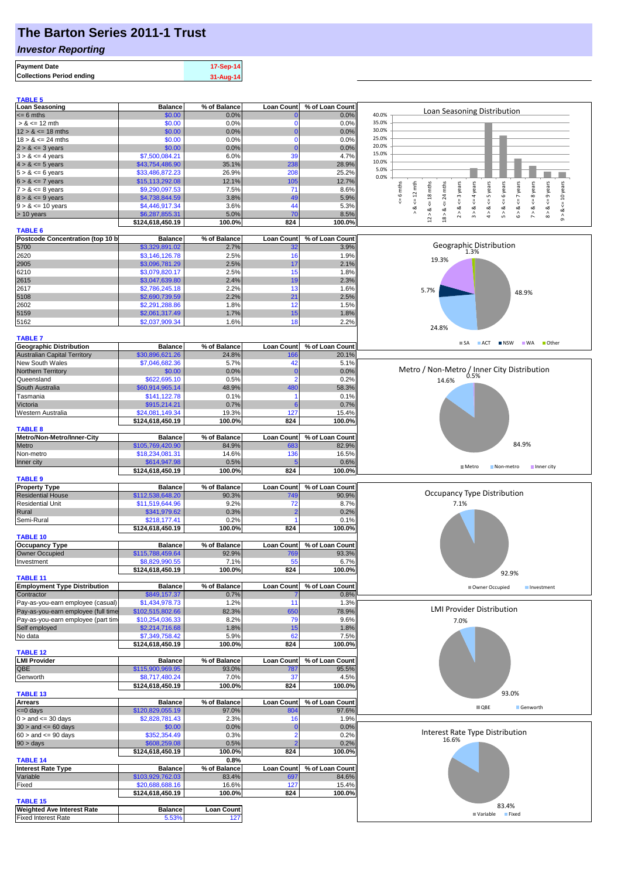# The Barton Series 2011-1 Trust

## *Investor Reporting*

| | |
|---|---|
| **Payment Date** | 17-Sep-14 |
| **Collections Period ending** | 31-Aug-14 |

**TABLE 5**

| Loan Seasoning | Balance | % of Balance | Loan Count | % of Loan Count |
|---|---|---|---|---|
| <= 6 mths | $0.00 | 0.0% | 0 | 0.0% |
| > & <= 12 mth | $0.00 | 0.0% | 0 | 0.0% |
| 12 > & <= 18 mths | $0.00 | 0.0% | 0 | 0.0% |
| 18 > & <= 24 mths | $0.00 | 0.0% | 0 | 0.0% |
| 2 > & <= 3 years | $0.00 | 0.0% | 0 | 0.0% |
| 3 > & <= 4 years | $7,500,084.21 | 6.0% | 39 | 4.7% |
| 4 > & <= 5 years | $43,754,486.90 | 35.1% | 238 | 28.9% |
| 5 > & <= 6 years | $33,486,872.23 | 26.9% | 208 | 25.2% |
| 6 > & <= 7 years | $15,113,292.08 | 12.1% | 105 | 12.7% |
| 7 > & <= 8 years | $9,290,097.53 | 7.5% | 71 | 8.6% |
| 8 > & <= 9 years | $4,738,844.59 | 3.8% | 49 | 5.9% |
| 9 > & <= 10 years | $4,446,917.34 | 3.6% | 44 | 5.3% |
| > 10 years | $6,287,855.31 | 5.0% | 70 | 8.5% |
| | $124,618,450.19 | 100.0% | 824 | 100.0% |

Loan Seasoning Distribution

40.0% 35.0% 30.0% 25.0% 20.0% 15.0% 10.0% 5.0% 0.0%

<= 6 mths, > & <= 12 mth, 12 > & <= 18 mths, 18 > & <= 24 mths, 2 > & <= 3 years, 3 > & <= 4 years, 4 > & <= 5 years, 5 > & <= 6 years, 6 > & <= 7 years, 7 > & <= 8 years, 8 > & <= 9 years, 9 > & <= 10 years

**TABLE 6**

| Postcode Concentration (top 10 by value) | Balance | % of Balance | Loan Count | % of Loan Count |
|---|---|---|---|---|
| 5700 | $3,329,891.02 | 2.7% | 32 | 3.9% |
| 2620 | $3,146,126.78 | 2.5% | 16 | 1.9% |
| 2905 | $3,096,781.29 | 2.5% | 17 | 2.1% |
| 6210 | $3,079,820.17 | 2.5% | 15 | 1.8% |
| 2615 | $3,047,639.80 | 2.4% | 19 | 2.3% |
| 2617 | $2,786,245.18 | 2.2% | 13 | 1.6% |
| 5108 | $2,690,739.59 | 2.2% | 21 | 2.5% |
| 2602 | $2,291,288.86 | 1.8% | 12 | 1.5% |
| 5159 | $2,061,317.49 | 1.7% | 15 | 1.8% |
| 5162 | $2,037,909.34 | 1.6% | 18 | 2.2% |

Geographic Distribution

1.3% 19.3% 5.7% 48.9% 24.8%

SA ACT NSW WA Other

**TABLE 7**

| Geographic Distribution | Balance | % of Balance | Loan Count | % of Loan Count |
|---|---|---|---|---|
| Australian Capital Territory | $30,896,621.26 | 24.8% | 166 | 20.1% |
| New South Wales | $7,046,682.36 | 5.7% | 42 | 5.1% |
| Northern Territory | $0.00 | 0.0% | 0 | 0.0% |
| Queensland | $622,695.10 | 0.5% | 2 | 0.2% |
| South Australia | $60,914,965.14 | 48.9% | 480 | 58.3% |
| Tasmania | $141,122.78 | 0.1% | 1 | 0.1% |
| Victoria | $915,214.21 | 0.7% | 6 | 0.7% |
| Western Australia | $24,081,149.34 | 19.3% | 127 | 15.4% |
| | $124,618,450.19 | 100.0% | 824 | 100.0% |

Metro / Non-Metro / Inner City Distribution

0.5% 14.6% 84.9%

Metro Non-metro Inner city

**TABLE 8**

| Metro/Non-Metro/Inner-City | Balance | % of Balance | Loan Count | % of Loan Count |
|---|---|---|---|---|
| Metro | $105,769,420.90 | 84.9% | 683 | 82.9% |
| Non-metro | $18,234,081.31 | 14.6% | 136 | 16.5% |
| Inner city | $614,947.98 | 0.5% | 5 | 0.6% |
| | $124,618,450.19 | 100.0% | 824 | 100.0% |

**TABLE 9**

| Property Type | Balance | % of Balance | Loan Count | % of Loan Count |
|---|---|---|---|---|
| Residential House | $112,538,648.20 | 90.3% | 749 | 90.9% |
| Residential Unit | $11,519,644.96 | 9.2% | 72 | 8.7% |
| Rural | $341,979.62 | 0.3% | 2 | 0.2% |
| Semi-Rural | $218,177.41 | 0.2% | 1 | 0.1% |
| | $124,618,450.19 | 100.0% | 824 | 100.0% |

Occupancy Type Distribution

7.1% 92.9%

Owner Occupied Investment

**TABLE 10**

| Occupancy Type | Balance | % of Balance | Loan Count | % of Loan Count |
|---|---|---|---|---|
| Owner Occupied | $115,788,459.64 | 92.9% | 769 | 93.3% |
| Investment | $8,829,990.55 | 7.1% | 55 | 6.7% |
| | $124,618,450.19 | 100.0% | 824 | 100.0% |

**TABLE 11**

| Employment Type Distribution | Balance | % of Balance | Loan Count | % of Loan Count |
|---|---|---|---|---|
| Contractor | $849,157.37 | 0.7% | 7 | 0.8% |
| Pay-as-you-earn employee (casual) | $1,434,978.73 | 1.2% | 11 | 1.3% |
| Pay-as-you-earn employee (full time) | $102,515,802.66 | 82.3% | 650 | 78.9% |
| Pay-as-you-earn employee (part time) | $10,254,036.33 | 8.2% | 79 | 9.6% |
| Self employed | $2,214,716.68 | 1.8% | 15 | 1.8% |
| No data | $7,349,758.42 | 5.9% | 62 | 7.5% |
| | $124,618,450.19 | 100.0% | 824 | 100.0% |

LMI Provider Distribution

7.0% 93.0%

QBE Genworth

**TABLE 12**

| LMI Provider | Balance | % of Balance | Loan Count | % of Loan Count |
|---|---|---|---|---|
| QBE | $115,900,969.95 | 93.0% | 787 | 95.5% |
| Genworth | $8,717,480.24 | 7.0% | 37 | 4.5% |
| | $124,618,450.19 | 100.0% | 824 | 100.0% |

**TABLE 13**

| Arrears | Balance | % of Balance | Loan Count | % of Loan Count |
|---|---|---|---|---|
| <=0 days | $120,829,055.19 | 97.0% | 804 | 97.6% |
| 0 > and <= 30 days | $2,828,781.43 | 2.3% | 16 | 1.9% |
| 30 > and <= 60 days | $0.00 | 0.0% | 0 | 0.0% |
| 60 > and <= 90 days | $352,354.49 | 0.3% | 2 | 0.2% |
| 90 > days | $608,259.08 | 0.5% | 2 | 0.2% |
| | $124,618,450.19 | 100.0% | 824 | 100.0% |

Interest Rate Type Distribution

16.6% 83.4%

Variable Fixed

**TABLE 14**

| Interest Rate Type | Balance | % of Balance | Loan Count | % of Loan Count |
|---|---|---|---|---|
| | | 0.8% | | |
| Variable | $103,929,762.03 | 83.4% | 697 | 84.6% |
| Fixed | $20,688,688.16 | 16.6% | 127 | 15.4% |
| | $124,618,450.19 | 100.0% | 824 | 100.0% |

**TABLE 15**

| Weighted Ave Interest Rate | Balance | Loan Count |
|---|---|---|
| Fixed Interest Rate | 5.53% | 127 |